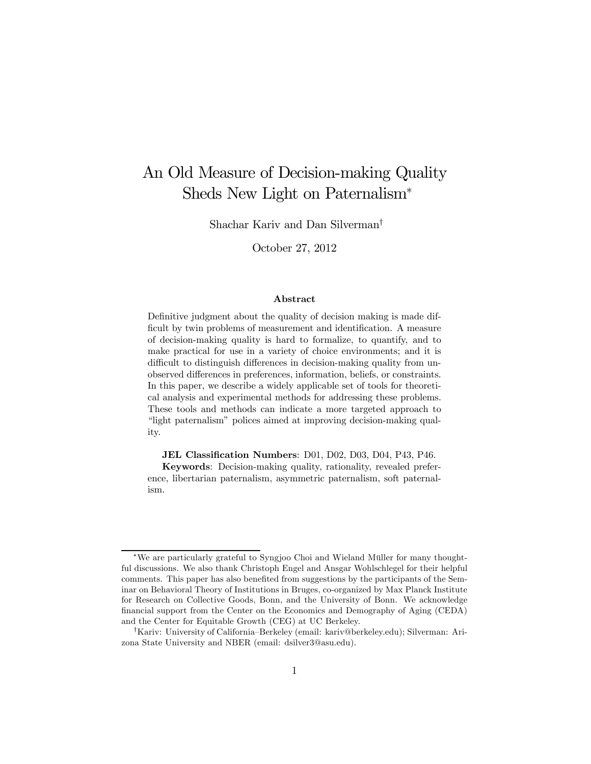# An Old Measure of Decision-making Quality Sheds New Light on Paternalism*

Shachar Kariv and Dan Silverman†

October 27, 2012

### Abstract

Definitive judgment about the quality of decision making is made difficult by twin problems of measurement and identification. A measure of decision-making quality is hard to formalize, to quantify, and to make practical for use in a variety of choice environments; and it is difficult to distinguish differences in decision-making quality from unobserved differences in preferences, information, beliefs, or constraints. In this paper, we describe a widely applicable set of tools for theoretical analysis and experimental methods for addressing these problems. These tools and methods can indicate a more targeted approach to "light paternalism" polices aimed at improving decision-making quality.

**JEL Classification Numbers**: D01, D02, D03, D04, P43, P46.
**Keywords**: Decision-making quality, rationality, revealed preference, libertarian paternalism, asymmetric paternalism, soft paternalism.

---

*We are particularly grateful to Syngjoo Choi and Wieland Müller for many thoughtful discussions. We also thank Christoph Engel and Ansgar Wohlschlegel for their helpful comments. This paper has also benefited from suggestions by the participants of the Seminar on Behavioral Theory of Institutions in Bruges, co-organized by Max Planck Institute for Research on Collective Goods, Bonn, and the University of Bonn. We acknowledge financial support from the Center on the Economics and Demography of Aging (CEDA) and the Center for Equitable Growth (CEG) at UC Berkeley.

†Kariv: University of California–Berkeley (email: kariv@berkeley.edu); Silverman: Arizona State University and NBER (email: dsilver3@asu.edu).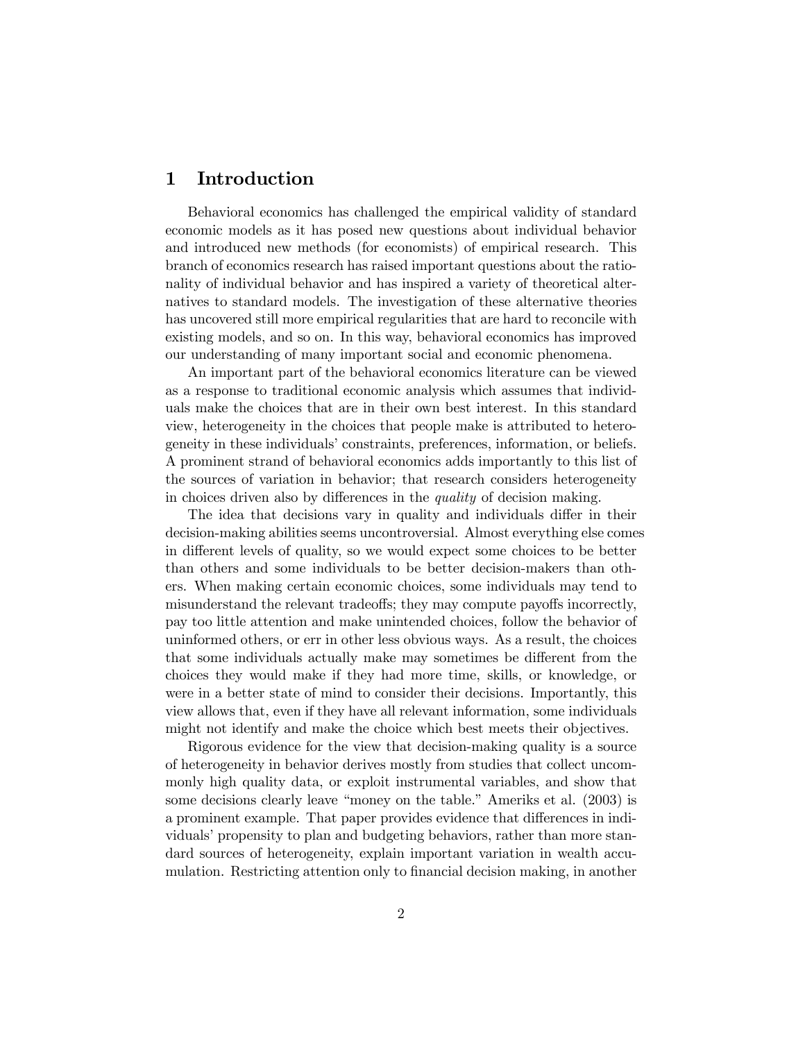# 1 Introduction

Behavioral economics has challenged the empirical validity of standard economic models as it has posed new questions about individual behavior and introduced new methods (for economists) of empirical research. This branch of economics research has raised important questions about the rationality of individual behavior and has inspired a variety of theoretical alternatives to standard models. The investigation of these alternative theories has uncovered still more empirical regularities that are hard to reconcile with existing models, and so on. In this way, behavioral economics has improved our understanding of many important social and economic phenomena.

An important part of the behavioral economics literature can be viewed as a response to traditional economic analysis which assumes that individuals make the choices that are in their own best interest. In this standard view, heterogeneity in the choices that people make is attributed to heterogeneity in these individuals' constraints, preferences, information, or beliefs. A prominent strand of behavioral economics adds importantly to this list of the sources of variation in behavior; that research considers heterogeneity in choices driven also by differences in the *quality* of decision making.

The idea that decisions vary in quality and individuals differ in their decision-making abilities seems uncontroversial. Almost everything else comes in different levels of quality, so we would expect some choices to be better than others and some individuals to be better decision-makers than others. When making certain economic choices, some individuals may tend to misunderstand the relevant tradeoffs; they may compute payoffs incorrectly, pay too little attention and make unintended choices, follow the behavior of uninformed others, or err in other less obvious ways. As a result, the choices that some individuals actually make may sometimes be different from the choices they would make if they had more time, skills, or knowledge, or were in a better state of mind to consider their decisions. Importantly, this view allows that, even if they have all relevant information, some individuals might not identify and make the choice which best meets their objectives.

Rigorous evidence for the view that decision-making quality is a source of heterogeneity in behavior derives mostly from studies that collect uncommonly high quality data, or exploit instrumental variables, and show that some decisions clearly leave "money on the table." Ameriks et al. (2003) is a prominent example. That paper provides evidence that differences in individuals' propensity to plan and budgeting behaviors, rather than more standard sources of heterogeneity, explain important variation in wealth accumulation. Restricting attention only to financial decision making, in another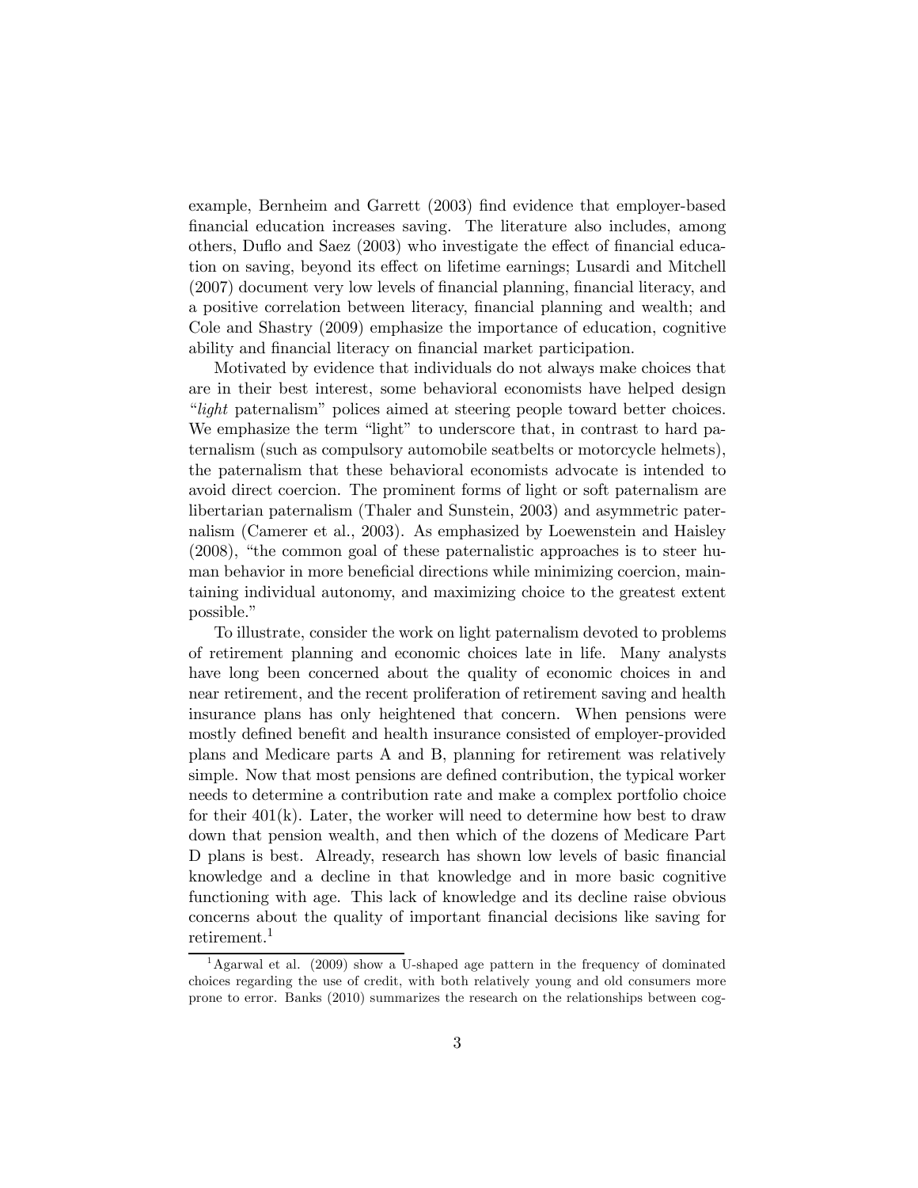example, Bernheim and Garrett (2003) find evidence that employer-based financial education increases saving. The literature also includes, among others, Duflo and Saez (2003) who investigate the effect of financial education on saving, beyond its effect on lifetime earnings; Lusardi and Mitchell (2007) document very low levels of financial planning, financial literacy, and a positive correlation between literacy, financial planning and wealth; and Cole and Shastry (2009) emphasize the importance of education, cognitive ability and financial literacy on financial market participation.

Motivated by evidence that individuals do not always make choices that are in their best interest, some behavioral economists have helped design "*light* paternalism" polices aimed at steering people toward better choices. We emphasize the term "light" to underscore that, in contrast to hard paternalism (such as compulsory automobile seatbelts or motorcycle helmets), the paternalism that these behavioral economists advocate is intended to avoid direct coercion. The prominent forms of light or soft paternalism are libertarian paternalism (Thaler and Sunstein, 2003) and asymmetric paternalism (Camerer et al., 2003). As emphasized by Loewenstein and Haisley (2008), "the common goal of these paternalistic approaches is to steer human behavior in more beneficial directions while minimizing coercion, maintaining individual autonomy, and maximizing choice to the greatest extent possible."

To illustrate, consider the work on light paternalism devoted to problems of retirement planning and economic choices late in life. Many analysts have long been concerned about the quality of economic choices in and near retirement, and the recent proliferation of retirement saving and health insurance plans has only heightened that concern. When pensions were mostly defined benefit and health insurance consisted of employer-provided plans and Medicare parts A and B, planning for retirement was relatively simple. Now that most pensions are defined contribution, the typical worker needs to determine a contribution rate and make a complex portfolio choice for their 401(k). Later, the worker will need to determine how best to draw down that pension wealth, and then which of the dozens of Medicare Part D plans is best. Already, research has shown low levels of basic financial knowledge and a decline in that knowledge and in more basic cognitive functioning with age. This lack of knowledge and its decline raise obvious concerns about the quality of important financial decisions like saving for retirement.[1]

[1] Agarwal et al. (2009) show a U-shaped age pattern in the frequency of dominated choices regarding the use of credit, with both relatively young and old consumers more prone to error. Banks (2010) summarizes the research on the relationships between cog-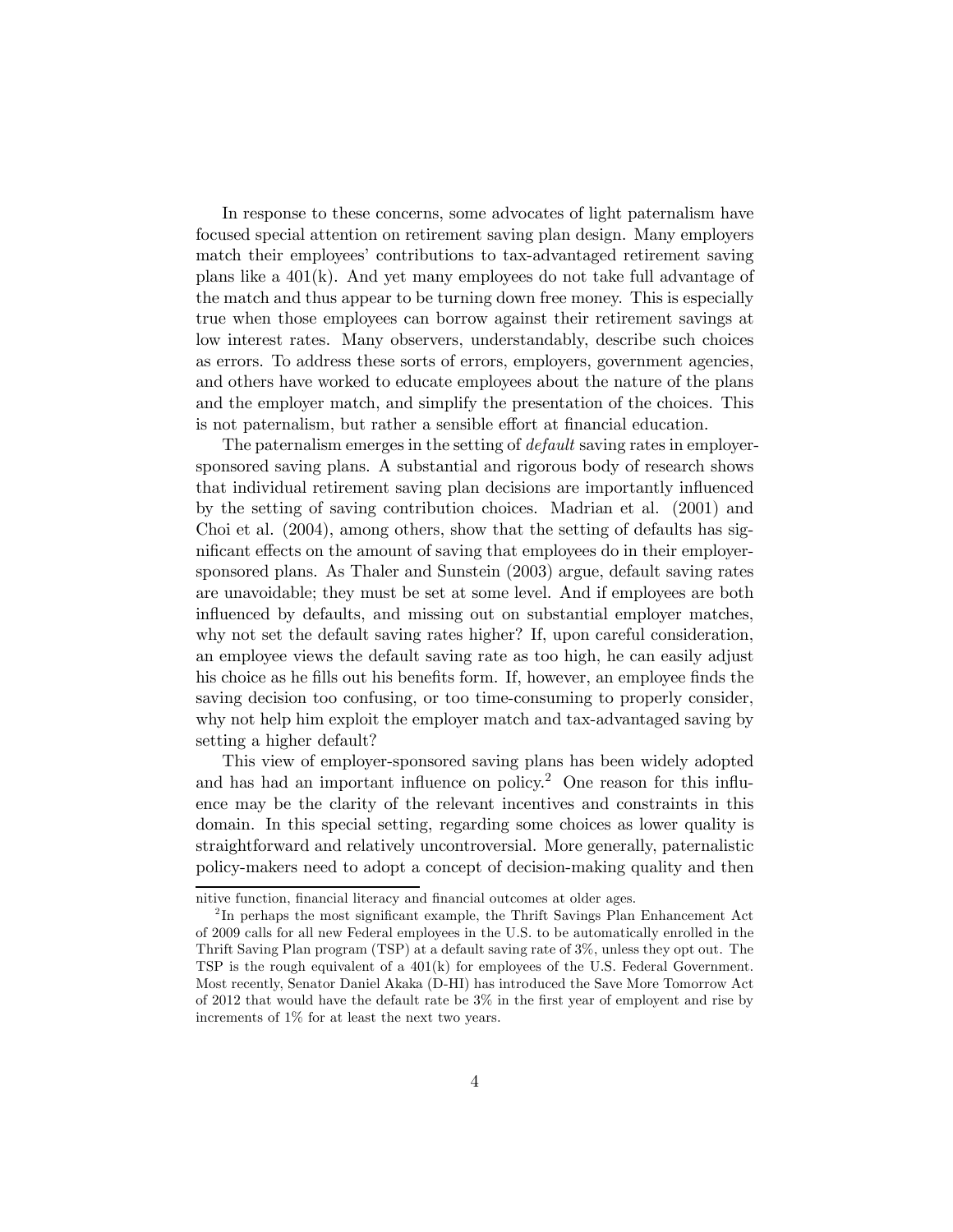In response to these concerns, some advocates of light paternalism have focused special attention on retirement saving plan design. Many employers match their employees' contributions to tax-advantaged retirement saving plans like a 401(k). And yet many employees do not take full advantage of the match and thus appear to be turning down free money. This is especially true when those employees can borrow against their retirement savings at low interest rates. Many observers, understandably, describe such choices as errors. To address these sorts of errors, employers, government agencies, and others have worked to educate employees about the nature of the plans and the employer match, and simplify the presentation of the choices. This is not paternalism, but rather a sensible effort at financial education.

The paternalism emerges in the setting of *default* saving rates in employer-sponsored saving plans. A substantial and rigorous body of research shows that individual retirement saving plan decisions are importantly influenced by the setting of saving contribution choices. Madrian et al. (2001) and Choi et al. (2004), among others, show that the setting of defaults has significant effects on the amount of saving that employees do in their employer-sponsored plans. As Thaler and Sunstein (2003) argue, default saving rates are unavoidable; they must be set at some level. And if employees are both influenced by defaults, and missing out on substantial employer matches, why not set the default saving rates higher? If, upon careful consideration, an employee views the default saving rate as too high, he can easily adjust his choice as he fills out his benefits form. If, however, an employee finds the saving decision too confusing, or too time-consuming to properly consider, why not help him exploit the employer match and tax-advantaged saving by setting a higher default?

This view of employer-sponsored saving plans has been widely adopted and has had an important influence on policy.[2] One reason for this influence may be the clarity of the relevant incentives and constraints in this domain. In this special setting, regarding some choices as lower quality is straightforward and relatively uncontroversial. More generally, paternalistic policy-makers need to adopt a concept of decision-making quality and then

nitive function, financial literacy and financial outcomes at older ages.

[2] In perhaps the most significant example, the Thrift Savings Plan Enhancement Act of 2009 calls for all new Federal employees in the U.S. to be automatically enrolled in the Thrift Saving Plan program (TSP) at a default saving rate of 3%, unless they opt out. The TSP is the rough equivalent of a 401(k) for employees of the U.S. Federal Government. Most recently, Senator Daniel Akaka (D-HI) has introduced the Save More Tomorrow Act of 2012 that would have the default rate be 3% in the first year of employent and rise by increments of 1% for at least the next two years.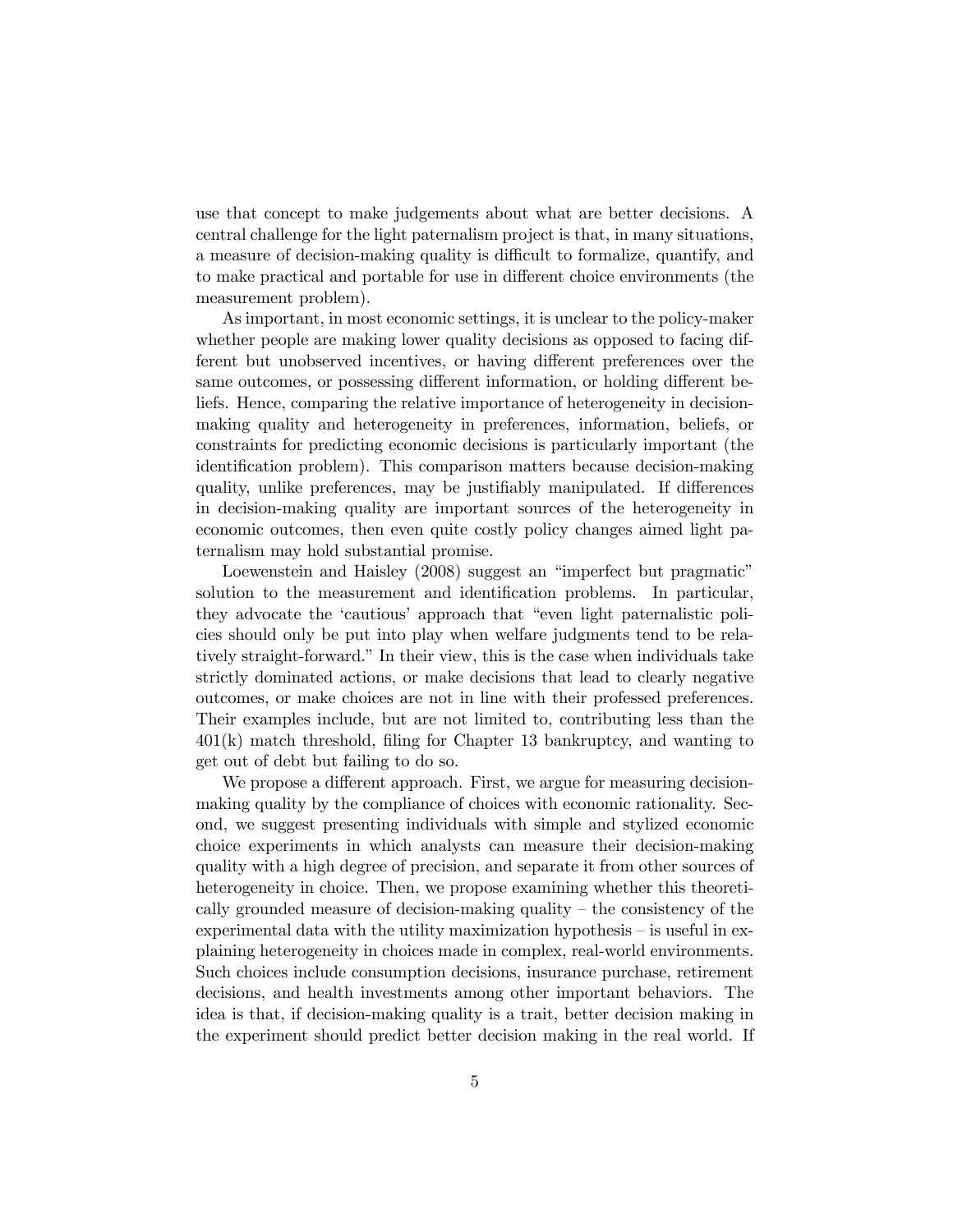use that concept to make judgements about what are better decisions. A central challenge for the light paternalism project is that, in many situations, a measure of decision-making quality is difficult to formalize, quantify, and to make practical and portable for use in different choice environments (the measurement problem).

As important, in most economic settings, it is unclear to the policy-maker whether people are making lower quality decisions as opposed to facing different but unobserved incentives, or having different preferences over the same outcomes, or possessing different information, or holding different beliefs. Hence, comparing the relative importance of heterogeneity in decision-making quality and heterogeneity in preferences, information, beliefs, or constraints for predicting economic decisions is particularly important (the identification problem). This comparison matters because decision-making quality, unlike preferences, may be justifiably manipulated. If differences in decision-making quality are important sources of the heterogeneity in economic outcomes, then even quite costly policy changes aimed light paternalism may hold substantial promise.

Loewenstein and Haisley (2008) suggest an "imperfect but pragmatic" solution to the measurement and identification problems. In particular, they advocate the 'cautious' approach that "even light paternalistic policies should only be put into play when welfare judgments tend to be relatively straight-forward." In their view, this is the case when individuals take strictly dominated actions, or make decisions that lead to clearly negative outcomes, or make choices are not in line with their professed preferences. Their examples include, but are not limited to, contributing less than the 401(k) match threshold, filing for Chapter 13 bankruptcy, and wanting to get out of debt but failing to do so.

We propose a different approach. First, we argue for measuring decision-making quality by the compliance of choices with economic rationality. Second, we suggest presenting individuals with simple and stylized economic choice experiments in which analysts can measure their decision-making quality with a high degree of precision, and separate it from other sources of heterogeneity in choice. Then, we propose examining whether this theoretically grounded measure of decision-making quality – the consistency of the experimental data with the utility maximization hypothesis – is useful in explaining heterogeneity in choices made in complex, real-world environments. Such choices include consumption decisions, insurance purchase, retirement decisions, and health investments among other important behaviors. The idea is that, if decision-making quality is a trait, better decision making in the experiment should predict better decision making in the real world. If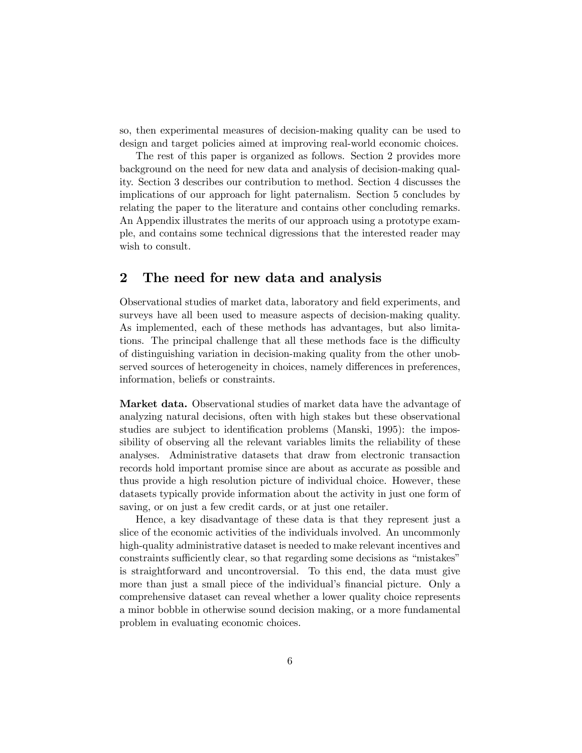so, then experimental measures of decision-making quality can be used to design and target policies aimed at improving real-world economic choices.

The rest of this paper is organized as follows. Section 2 provides more background on the need for new data and analysis of decision-making quality. Section 3 describes our contribution to method. Section 4 discusses the implications of our approach for light paternalism. Section 5 concludes by relating the paper to the literature and contains other concluding remarks. An Appendix illustrates the merits of our approach using a prototype example, and contains some technical digressions that the interested reader may wish to consult.

## 2 The need for new data and analysis

Observational studies of market data, laboratory and field experiments, and surveys have all been used to measure aspects of decision-making quality. As implemented, each of these methods has advantages, but also limitations. The principal challenge that all these methods face is the difficulty of distinguishing variation in decision-making quality from the other unobserved sources of heterogeneity in choices, namely differences in preferences, information, beliefs or constraints.

**Market data.** Observational studies of market data have the advantage of analyzing natural decisions, often with high stakes but these observational studies are subject to identification problems (Manski, 1995): the impossibility of observing all the relevant variables limits the reliability of these analyses. Administrative datasets that draw from electronic transaction records hold important promise since are about as accurate as possible and thus provide a high resolution picture of individual choice. However, these datasets typically provide information about the activity in just one form of saving, or on just a few credit cards, or at just one retailer.

Hence, a key disadvantage of these data is that they represent just a slice of the economic activities of the individuals involved. An uncommonly high-quality administrative dataset is needed to make relevant incentives and constraints sufficiently clear, so that regarding some decisions as "mistakes" is straightforward and uncontroversial. To this end, the data must give more than just a small piece of the individual's financial picture. Only a comprehensive dataset can reveal whether a lower quality choice represents a minor bobble in otherwise sound decision making, or a more fundamental problem in evaluating economic choices.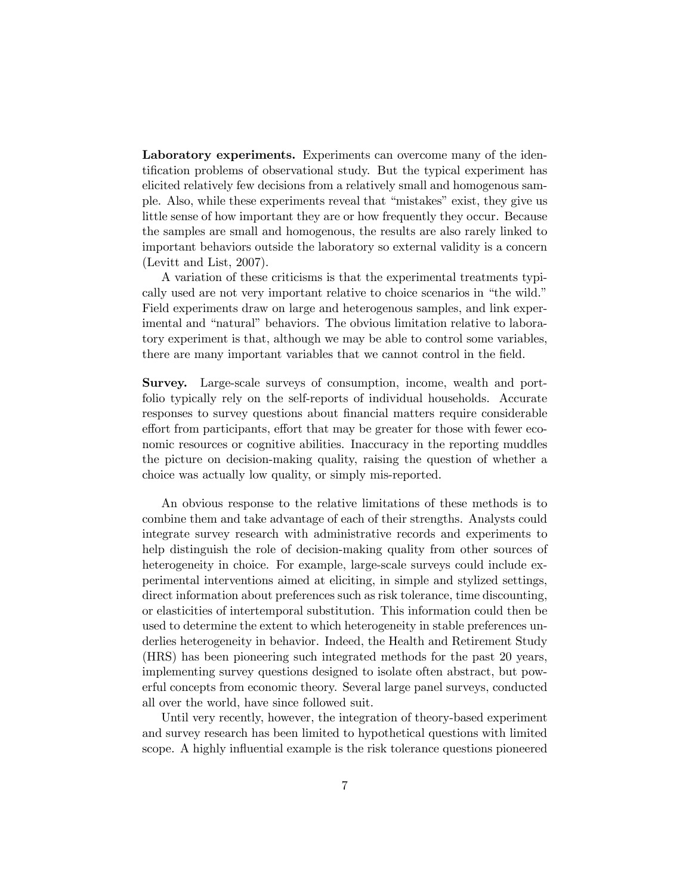**Laboratory experiments.** Experiments can overcome many of the identification problems of observational study. But the typical experiment has elicited relatively few decisions from a relatively small and homogenous sample. Also, while these experiments reveal that "mistakes" exist, they give us little sense of how important they are or how frequently they occur. Because the samples are small and homogenous, the results are also rarely linked to important behaviors outside the laboratory so external validity is a concern (Levitt and List, 2007).

A variation of these criticisms is that the experimental treatments typically used are not very important relative to choice scenarios in "the wild." Field experiments draw on large and heterogenous samples, and link experimental and "natural" behaviors. The obvious limitation relative to laboratory experiment is that, although we may be able to control some variables, there are many important variables that we cannot control in the field.

**Survey.** Large-scale surveys of consumption, income, wealth and portfolio typically rely on the self-reports of individual households. Accurate responses to survey questions about financial matters require considerable effort from participants, effort that may be greater for those with fewer economic resources or cognitive abilities. Inaccuracy in the reporting muddles the picture on decision-making quality, raising the question of whether a choice was actually low quality, or simply mis-reported.

An obvious response to the relative limitations of these methods is to combine them and take advantage of each of their strengths. Analysts could integrate survey research with administrative records and experiments to help distinguish the role of decision-making quality from other sources of heterogeneity in choice. For example, large-scale surveys could include experimental interventions aimed at eliciting, in simple and stylized settings, direct information about preferences such as risk tolerance, time discounting, or elasticities of intertemporal substitution. This information could then be used to determine the extent to which heterogeneity in stable preferences underlies heterogeneity in behavior. Indeed, the Health and Retirement Study (HRS) has been pioneering such integrated methods for the past 20 years, implementing survey questions designed to isolate often abstract, but powerful concepts from economic theory. Several large panel surveys, conducted all over the world, have since followed suit.

Until very recently, however, the integration of theory-based experiment and survey research has been limited to hypothetical questions with limited scope. A highly influential example is the risk tolerance questions pioneered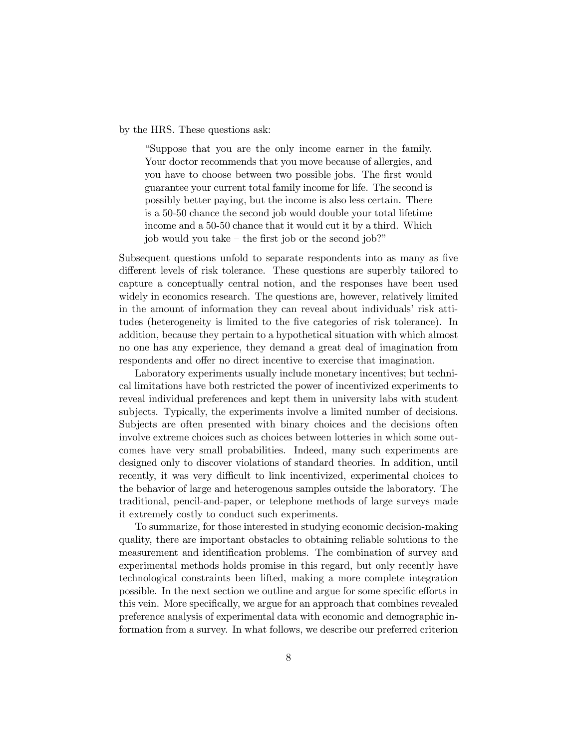by the HRS. These questions ask:

> "Suppose that you are the only income earner in the family. Your doctor recommends that you move because of allergies, and you have to choose between two possible jobs. The first would guarantee your current total family income for life. The second is possibly better paying, but the income is also less certain. There is a 50-50 chance the second job would double your total lifetime income and a 50-50 chance that it would cut it by a third. Which job would you take – the first job or the second job?"

Subsequent questions unfold to separate respondents into as many as five different levels of risk tolerance. These questions are superbly tailored to capture a conceptually central notion, and the responses have been used widely in economics research. The questions are, however, relatively limited in the amount of information they can reveal about individuals' risk attitudes (heterogeneity is limited to the five categories of risk tolerance). In addition, because they pertain to a hypothetical situation with which almost no one has any experience, they demand a great deal of imagination from respondents and offer no direct incentive to exercise that imagination.

Laboratory experiments usually include monetary incentives; but technical limitations have both restricted the power of incentivized experiments to reveal individual preferences and kept them in university labs with student subjects. Typically, the experiments involve a limited number of decisions. Subjects are often presented with binary choices and the decisions often involve extreme choices such as choices between lotteries in which some outcomes have very small probabilities. Indeed, many such experiments are designed only to discover violations of standard theories. In addition, until recently, it was very difficult to link incentivized, experimental choices to the behavior of large and heterogenous samples outside the laboratory. The traditional, pencil-and-paper, or telephone methods of large surveys made it extremely costly to conduct such experiments.

To summarize, for those interested in studying economic decision-making quality, there are important obstacles to obtaining reliable solutions to the measurement and identification problems. The combination of survey and experimental methods holds promise in this regard, but only recently have technological constraints been lifted, making a more complete integration possible. In the next section we outline and argue for some specific efforts in this vein. More specifically, we argue for an approach that combines revealed preference analysis of experimental data with economic and demographic information from a survey. In what follows, we describe our preferred criterion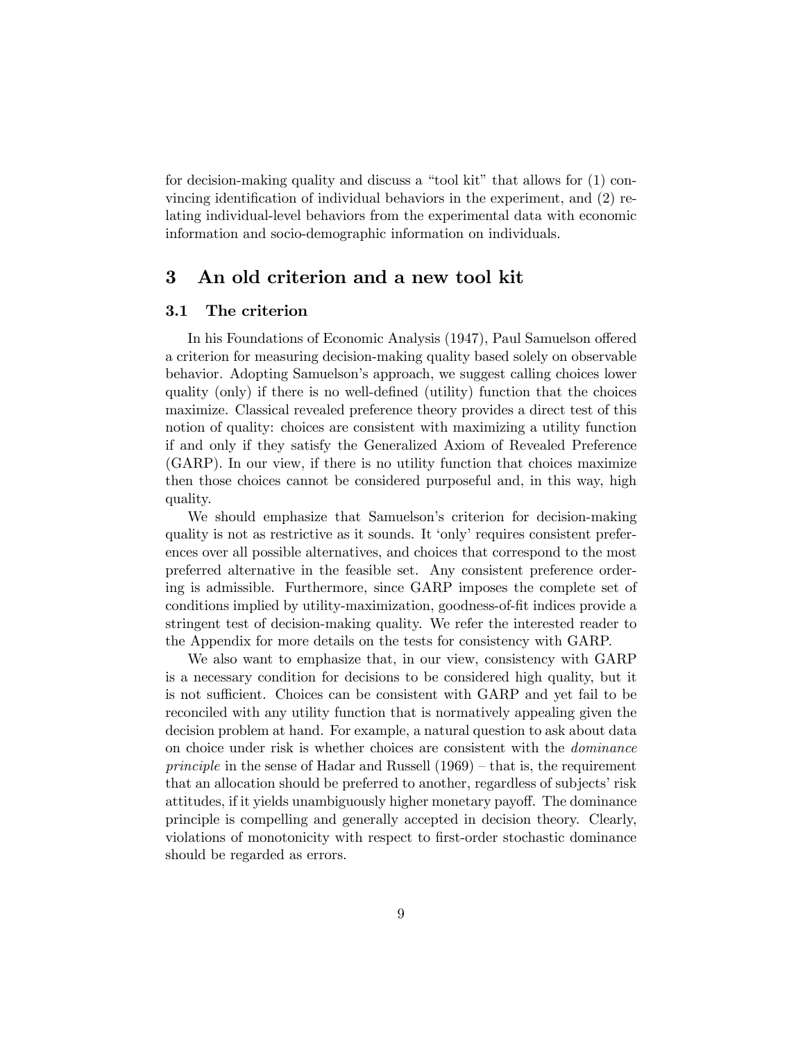for decision-making quality and discuss a "tool kit" that allows for (1) convincing identification of individual behaviors in the experiment, and (2) relating individual-level behaviors from the experimental data with economic information and socio-demographic information on individuals.

## 3 An old criterion and a new tool kit

### 3.1 The criterion

In his Foundations of Economic Analysis (1947), Paul Samuelson offered a criterion for measuring decision-making quality based solely on observable behavior. Adopting Samuelson's approach, we suggest calling choices lower quality (only) if there is no well-defined (utility) function that the choices maximize. Classical revealed preference theory provides a direct test of this notion of quality: choices are consistent with maximizing a utility function if and only if they satisfy the Generalized Axiom of Revealed Preference (GARP). In our view, if there is no utility function that choices maximize then those choices cannot be considered purposeful and, in this way, high quality.

We should emphasize that Samuelson's criterion for decision-making quality is not as restrictive as it sounds. It 'only' requires consistent preferences over all possible alternatives, and choices that correspond to the most preferred alternative in the feasible set. Any consistent preference ordering is admissible. Furthermore, since GARP imposes the complete set of conditions implied by utility-maximization, goodness-of-fit indices provide a stringent test of decision-making quality. We refer the interested reader to the Appendix for more details on the tests for consistency with GARP.

We also want to emphasize that, in our view, consistency with GARP is a necessary condition for decisions to be considered high quality, but it is not sufficient. Choices can be consistent with GARP and yet fail to be reconciled with any utility function that is normatively appealing given the decision problem at hand. For example, a natural question to ask about data on choice under risk is whether choices are consistent with the *dominance principle* in the sense of Hadar and Russell (1969) – that is, the requirement that an allocation should be preferred to another, regardless of subjects' risk attitudes, if it yields unambiguously higher monetary payoff. The dominance principle is compelling and generally accepted in decision theory. Clearly, violations of monotonicity with respect to first-order stochastic dominance should be regarded as errors.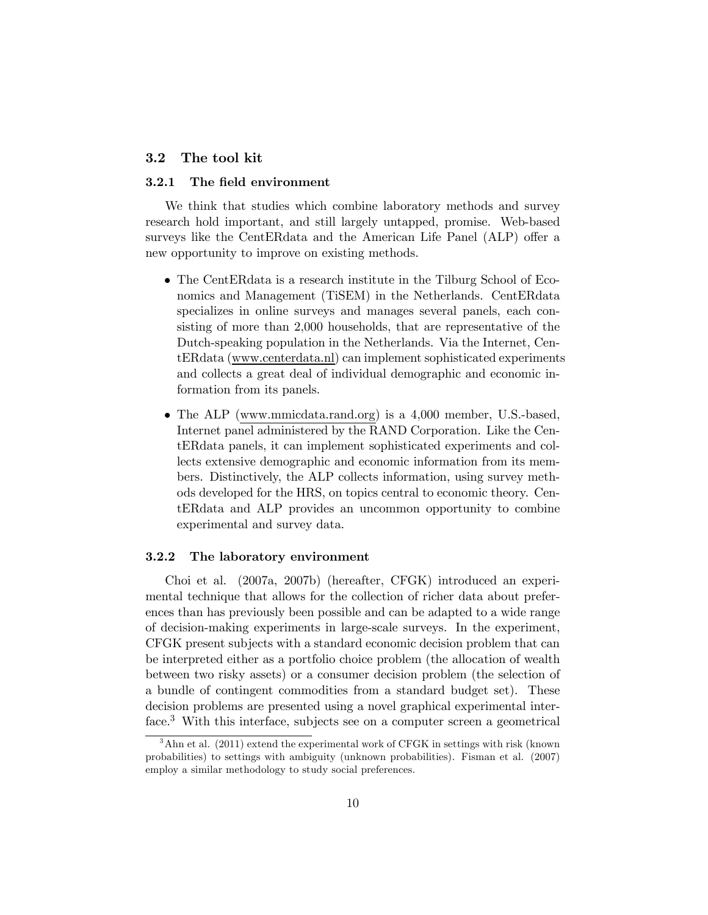### 3.2 The tool kit

#### 3.2.1 The field environment

We think that studies which combine laboratory methods and survey research hold important, and still largely untapped, promise. Web-based surveys like the CentERdata and the American Life Panel (ALP) offer a new opportunity to improve on existing methods.

- The CentERdata is a research institute in the Tilburg School of Economics and Management (TiSEM) in the Netherlands. CentERdata specializes in online surveys and manages several panels, each consisting of more than 2,000 households, that are representative of the Dutch-speaking population in the Netherlands. Via the Internet, CentERdata (www.centerdata.nl) can implement sophisticated experiments and collects a great deal of individual demographic and economic information from its panels.
- The ALP (www.mmicdata.rand.org) is a 4,000 member, U.S.-based, Internet panel administered by the RAND Corporation. Like the CentERdata panels, it can implement sophisticated experiments and collects extensive demographic and economic information from its members. Distinctively, the ALP collects information, using survey methods developed for the HRS, on topics central to economic theory. CentERdata and ALP provides an uncommon opportunity to combine experimental and survey data.

#### 3.2.2 The laboratory environment

Choi et al. (2007a, 2007b) (hereafter, CFGK) introduced an experimental technique that allows for the collection of richer data about preferences than has previously been possible and can be adapted to a wide range of decision-making experiments in large-scale surveys. In the experiment, CFGK present subjects with a standard economic decision problem that can be interpreted either as a portfolio choice problem (the allocation of wealth between two risky assets) or a consumer decision problem (the selection of a bundle of contingent commodities from a standard budget set). These decision problems are presented using a novel graphical experimental interface.[3] With this interface, subjects see on a computer screen a geometrical

[3] Ahn et al. (2011) extend the experimental work of CFGK in settings with risk (known probabilities) to settings with ambiguity (unknown probabilities). Fisman et al. (2007) employ a similar methodology to study social preferences.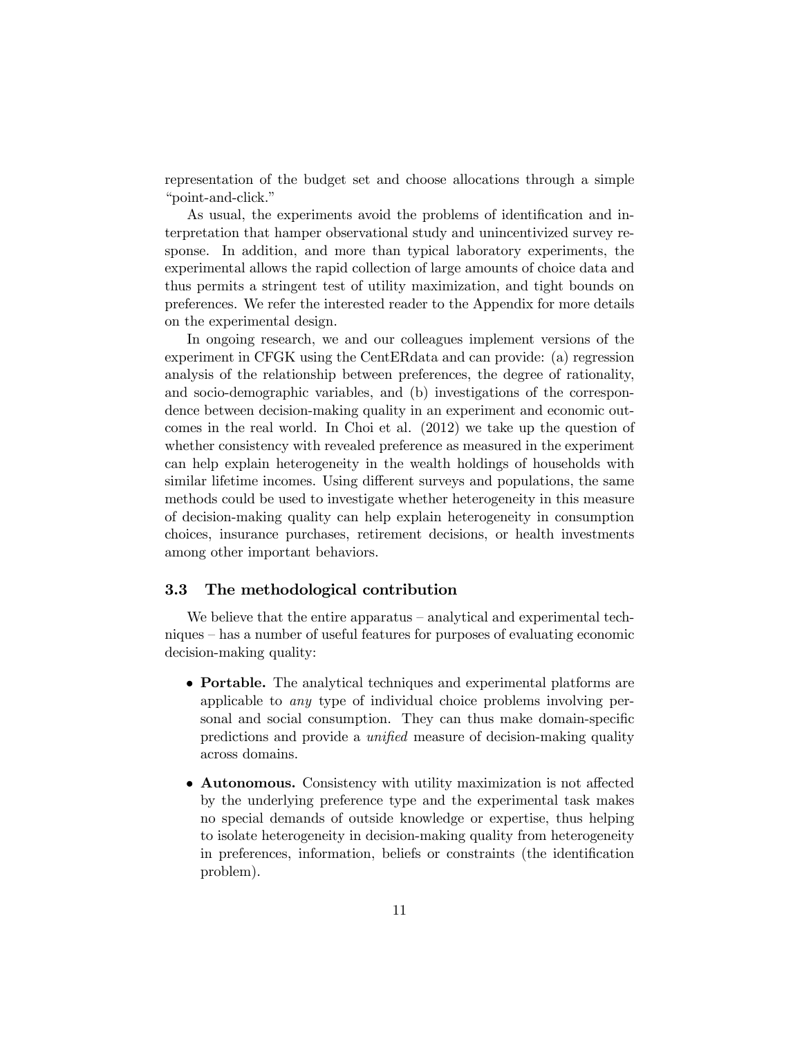representation of the budget set and choose allocations through a simple "point-and-click."

As usual, the experiments avoid the problems of identification and interpretation that hamper observational study and unincentivized survey response. In addition, and more than typical laboratory experiments, the experimental allows the rapid collection of large amounts of choice data and thus permits a stringent test of utility maximization, and tight bounds on preferences. We refer the interested reader to the Appendix for more details on the experimental design.

In ongoing research, we and our colleagues implement versions of the experiment in CFGK using the CentERdata and can provide: (a) regression analysis of the relationship between preferences, the degree of rationality, and socio-demographic variables, and (b) investigations of the correspondence between decision-making quality in an experiment and economic outcomes in the real world. In Choi et al. (2012) we take up the question of whether consistency with revealed preference as measured in the experiment can help explain heterogeneity in the wealth holdings of households with similar lifetime incomes. Using different surveys and populations, the same methods could be used to investigate whether heterogeneity in this measure of decision-making quality can help explain heterogeneity in consumption choices, insurance purchases, retirement decisions, or health investments among other important behaviors.

### 3.3 The methodological contribution

We believe that the entire apparatus – analytical and experimental techniques – has a number of useful features for purposes of evaluating economic decision-making quality:

- **Portable.** The analytical techniques and experimental platforms are applicable to *any* type of individual choice problems involving personal and social consumption. They can thus make domain-specific predictions and provide a *unified* measure of decision-making quality across domains.

- **Autonomous.** Consistency with utility maximization is not affected by the underlying preference type and the experimental task makes no special demands of outside knowledge or expertise, thus helping to isolate heterogeneity in decision-making quality from heterogeneity in preferences, information, beliefs or constraints (the identification problem).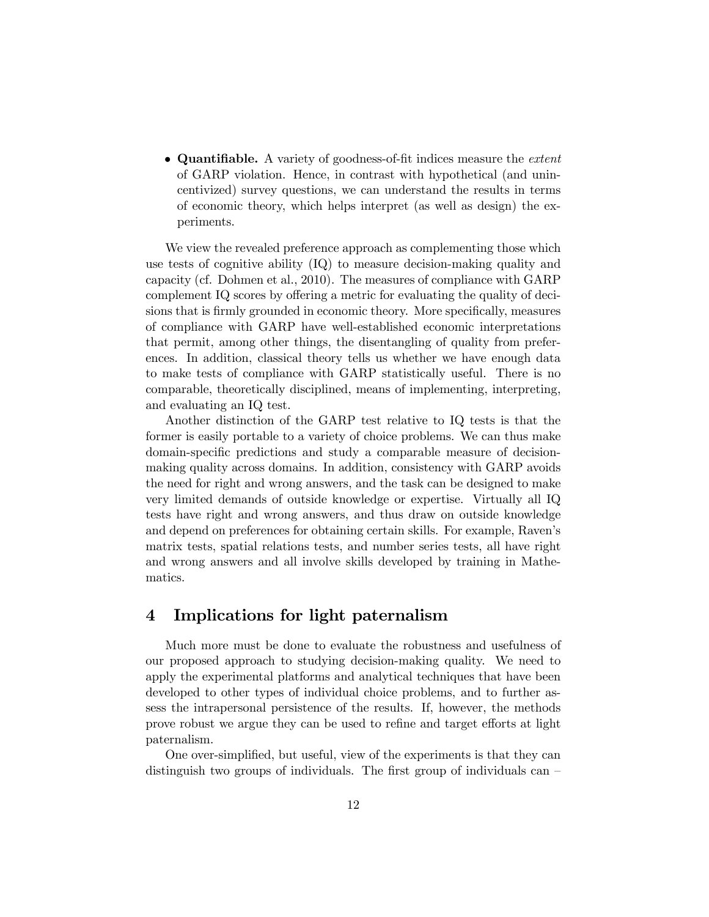- **Quantifiable.** A variety of goodness-of-fit indices measure the *extent* of GARP violation. Hence, in contrast with hypothetical (and unincentivized) survey questions, we can understand the results in terms of economic theory, which helps interpret (as well as design) the experiments.

We view the revealed preference approach as complementing those which use tests of cognitive ability (IQ) to measure decision-making quality and capacity (cf. Dohmen et al., 2010). The measures of compliance with GARP complement IQ scores by offering a metric for evaluating the quality of decisions that is firmly grounded in economic theory. More specifically, measures of compliance with GARP have well-established economic interpretations that permit, among other things, the disentangling of quality from preferences. In addition, classical theory tells us whether we have enough data to make tests of compliance with GARP statistically useful. There is no comparable, theoretically disciplined, means of implementing, interpreting, and evaluating an IQ test.

Another distinction of the GARP test relative to IQ tests is that the former is easily portable to a variety of choice problems. We can thus make domain-specific predictions and study a comparable measure of decision-making quality across domains. In addition, consistency with GARP avoids the need for right and wrong answers, and the task can be designed to make very limited demands of outside knowledge or expertise. Virtually all IQ tests have right and wrong answers, and thus draw on outside knowledge and depend on preferences for obtaining certain skills. For example, Raven's matrix tests, spatial relations tests, and number series tests, all have right and wrong answers and all involve skills developed by training in Mathematics.

## 4 Implications for light paternalism

Much more must be done to evaluate the robustness and usefulness of our proposed approach to studying decision-making quality. We need to apply the experimental platforms and analytical techniques that have been developed to other types of individual choice problems, and to further assess the intrapersonal persistence of the results. If, however, the methods prove robust we argue they can be used to refine and target efforts at light paternalism.

One over-simplified, but useful, view of the experiments is that they can distinguish two groups of individuals. The first group of individuals can –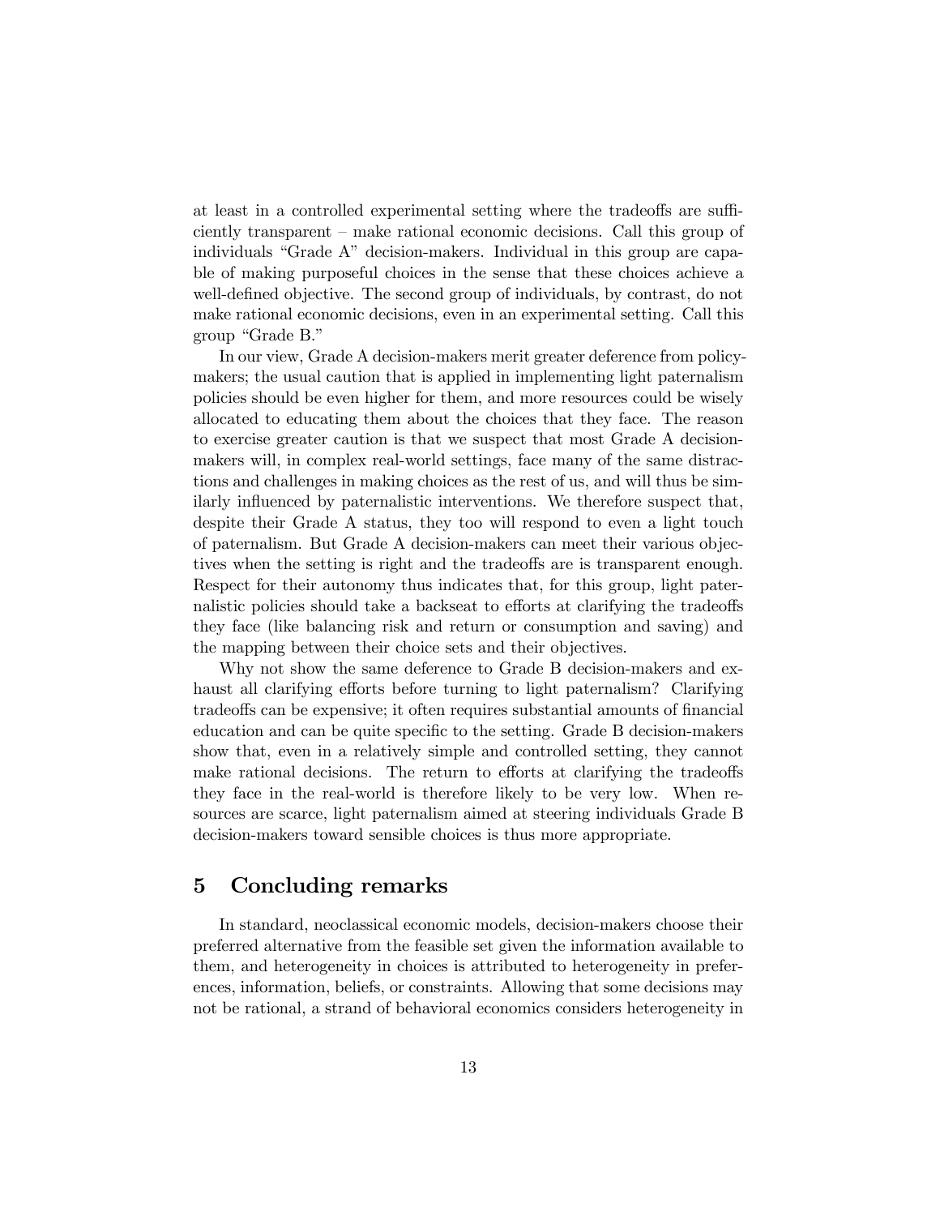at least in a controlled experimental setting where the tradeoffs are sufficiently transparent – make rational economic decisions. Call this group of individuals "Grade A" decision-makers. Individual in this group are capable of making purposeful choices in the sense that these choices achieve a well-defined objective. The second group of individuals, by contrast, do not make rational economic decisions, even in an experimental setting. Call this group "Grade B."

In our view, Grade A decision-makers merit greater deference from policy-makers; the usual caution that is applied in implementing light paternalism policies should be even higher for them, and more resources could be wisely allocated to educating them about the choices that they face. The reason to exercise greater caution is that we suspect that most Grade A decision-makers will, in complex real-world settings, face many of the same distractions and challenges in making choices as the rest of us, and will thus be similarly influenced by paternalistic interventions. We therefore suspect that, despite their Grade A status, they too will respond to even a light touch of paternalism. But Grade A decision-makers can meet their various objectives when the setting is right and the tradeoffs are is transparent enough. Respect for their autonomy thus indicates that, for this group, light paternalistic policies should take a backseat to efforts at clarifying the tradeoffs they face (like balancing risk and return or consumption and saving) and the mapping between their choice sets and their objectives.

Why not show the same deference to Grade B decision-makers and exhaust all clarifying efforts before turning to light paternalism? Clarifying tradeoffs can be expensive; it often requires substantial amounts of financial education and can be quite specific to the setting. Grade B decision-makers show that, even in a relatively simple and controlled setting, they cannot make rational decisions. The return to efforts at clarifying the tradeoffs they face in the real-world is therefore likely to be very low. When resources are scarce, light paternalism aimed at steering individuals Grade B decision-makers toward sensible choices is thus more appropriate.

## 5 Concluding remarks

In standard, neoclassical economic models, decision-makers choose their preferred alternative from the feasible set given the information available to them, and heterogeneity in choices is attributed to heterogeneity in preferences, information, beliefs, or constraints. Allowing that some decisions may not be rational, a strand of behavioral economics considers heterogeneity in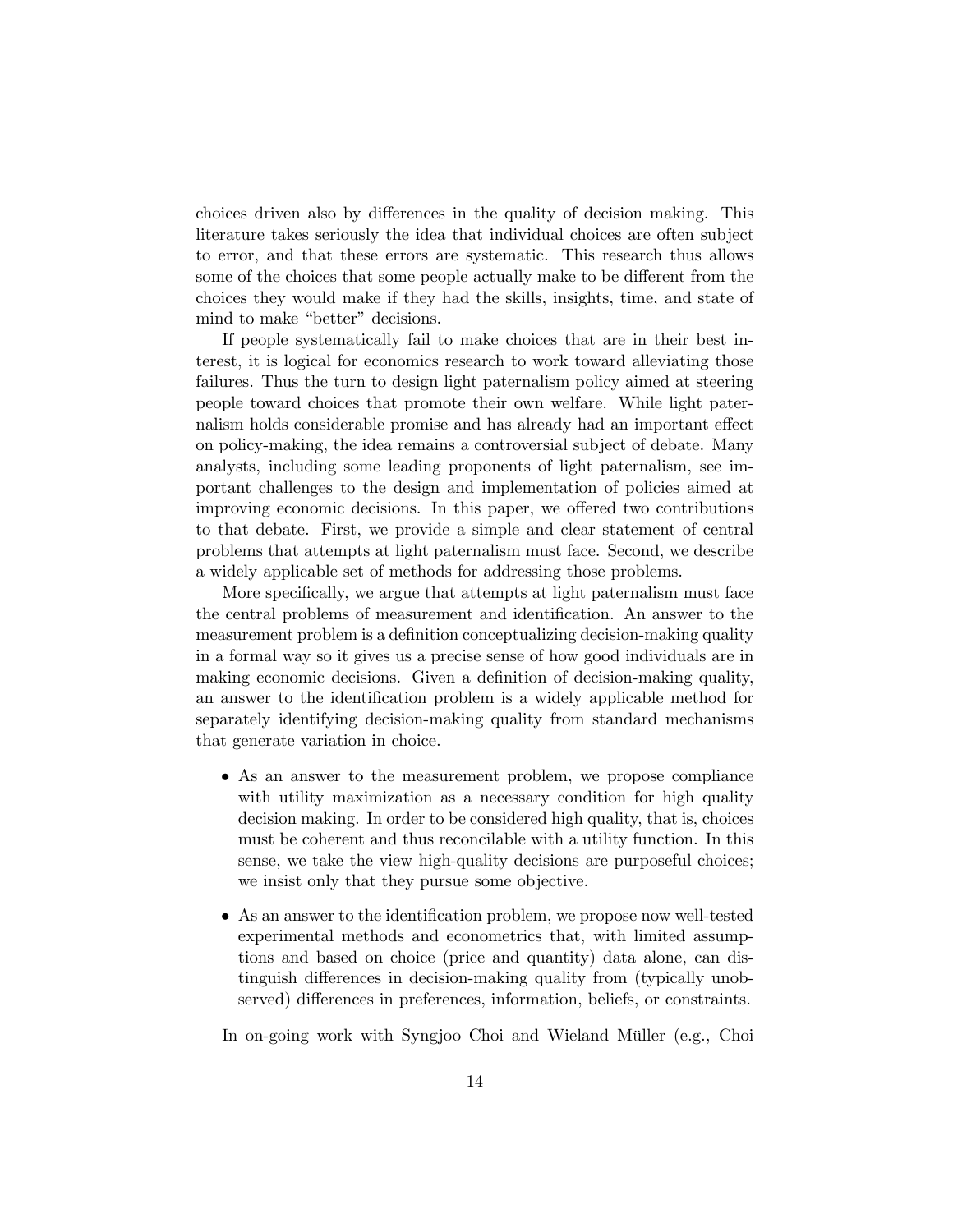choices driven also by differences in the quality of decision making. This literature takes seriously the idea that individual choices are often subject to error, and that these errors are systematic. This research thus allows some of the choices that some people actually make to be different from the choices they would make if they had the skills, insights, time, and state of mind to make "better" decisions.

If people systematically fail to make choices that are in their best interest, it is logical for economics research to work toward alleviating those failures. Thus the turn to design light paternalism policy aimed at steering people toward choices that promote their own welfare. While light paternalism holds considerable promise and has already had an important effect on policy-making, the idea remains a controversial subject of debate. Many analysts, including some leading proponents of light paternalism, see important challenges to the design and implementation of policies aimed at improving economic decisions. In this paper, we offered two contributions to that debate. First, we provide a simple and clear statement of central problems that attempts at light paternalism must face. Second, we describe a widely applicable set of methods for addressing those problems.

More specifically, we argue that attempts at light paternalism must face the central problems of measurement and identification. An answer to the measurement problem is a definition conceptualizing decision-making quality in a formal way so it gives us a precise sense of how good individuals are in making economic decisions. Given a definition of decision-making quality, an answer to the identification problem is a widely applicable method for separately identifying decision-making quality from standard mechanisms that generate variation in choice.

- As an answer to the measurement problem, we propose compliance with utility maximization as a necessary condition for high quality decision making. In order to be considered high quality, that is, choices must be coherent and thus reconcilable with a utility function. In this sense, we take the view high-quality decisions are purposeful choices; we insist only that they pursue some objective.
- As an answer to the identification problem, we propose now well-tested experimental methods and econometrics that, with limited assumptions and based on choice (price and quantity) data alone, can distinguish differences in decision-making quality from (typically unobserved) differences in preferences, information, beliefs, or constraints.

In on-going work with Syngjoo Choi and Wieland Müller (e.g., Choi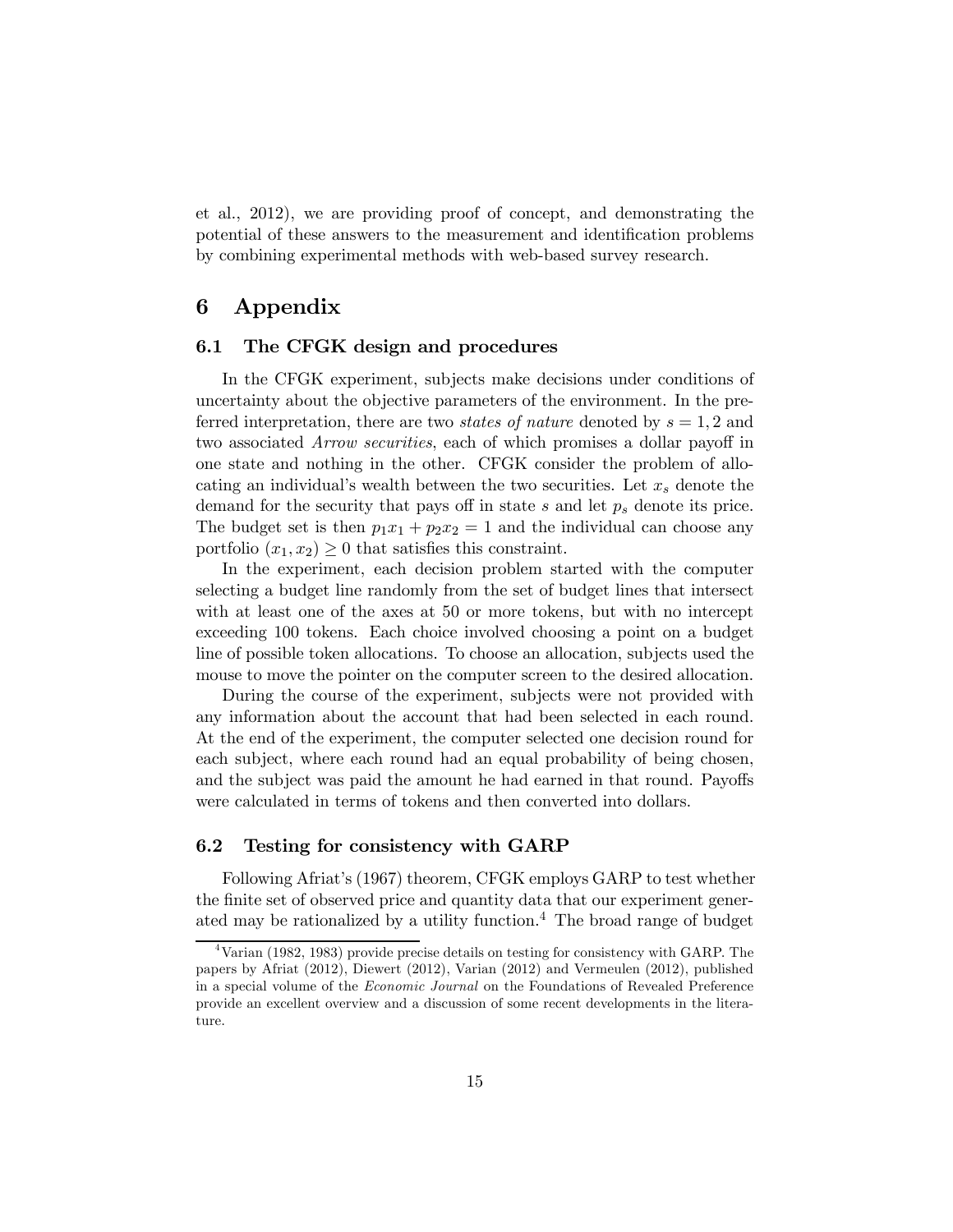et al., 2012), we are providing proof of concept, and demonstrating the potential of these answers to the measurement and identification problems by combining experimental methods with web-based survey research.

# 6 Appendix

## 6.1 The CFGK design and procedures

In the CFGK experiment, subjects make decisions under conditions of uncertainty about the objective parameters of the environment. In the preferred interpretation, there are two *states of nature* denoted by $s = 1, 2$ and two associated *Arrow securities*, each of which promises a dollar payoff in one state and nothing in the other. CFGK consider the problem of allocating an individual's wealth between the two securities. Let $x_s$ denote the demand for the security that pays off in state $s$ and let $p_s$ denote its price. The budget set is then $p_1x_1 + p_2x_2 = 1$ and the individual can choose any portfolio $(x_1, x_2) \geq 0$ that satisfies this constraint.

In the experiment, each decision problem started with the computer selecting a budget line randomly from the set of budget lines that intersect with at least one of the axes at 50 or more tokens, but with no intercept exceeding 100 tokens. Each choice involved choosing a point on a budget line of possible token allocations. To choose an allocation, subjects used the mouse to move the pointer on the computer screen to the desired allocation.

During the course of the experiment, subjects were not provided with any information about the account that had been selected in each round. At the end of the experiment, the computer selected one decision round for each subject, where each round had an equal probability of being chosen, and the subject was paid the amount he had earned in that round. Payoffs were calculated in terms of tokens and then converted into dollars.

## 6.2 Testing for consistency with GARP

Following Afriat's (1967) theorem, CFGK employs GARP to test whether the finite set of observed price and quantity data that our experiment generated may be rationalized by a utility function.[4] The broad range of budget

[4] Varian (1982, 1983) provide precise details on testing for consistency with GARP. The papers by Afriat (2012), Diewert (2012), Varian (2012) and Vermeulen (2012), published in a special volume of the *Economic Journal* on the Foundations of Revealed Preference provide an excellent overview and a discussion of some recent developments in the literature.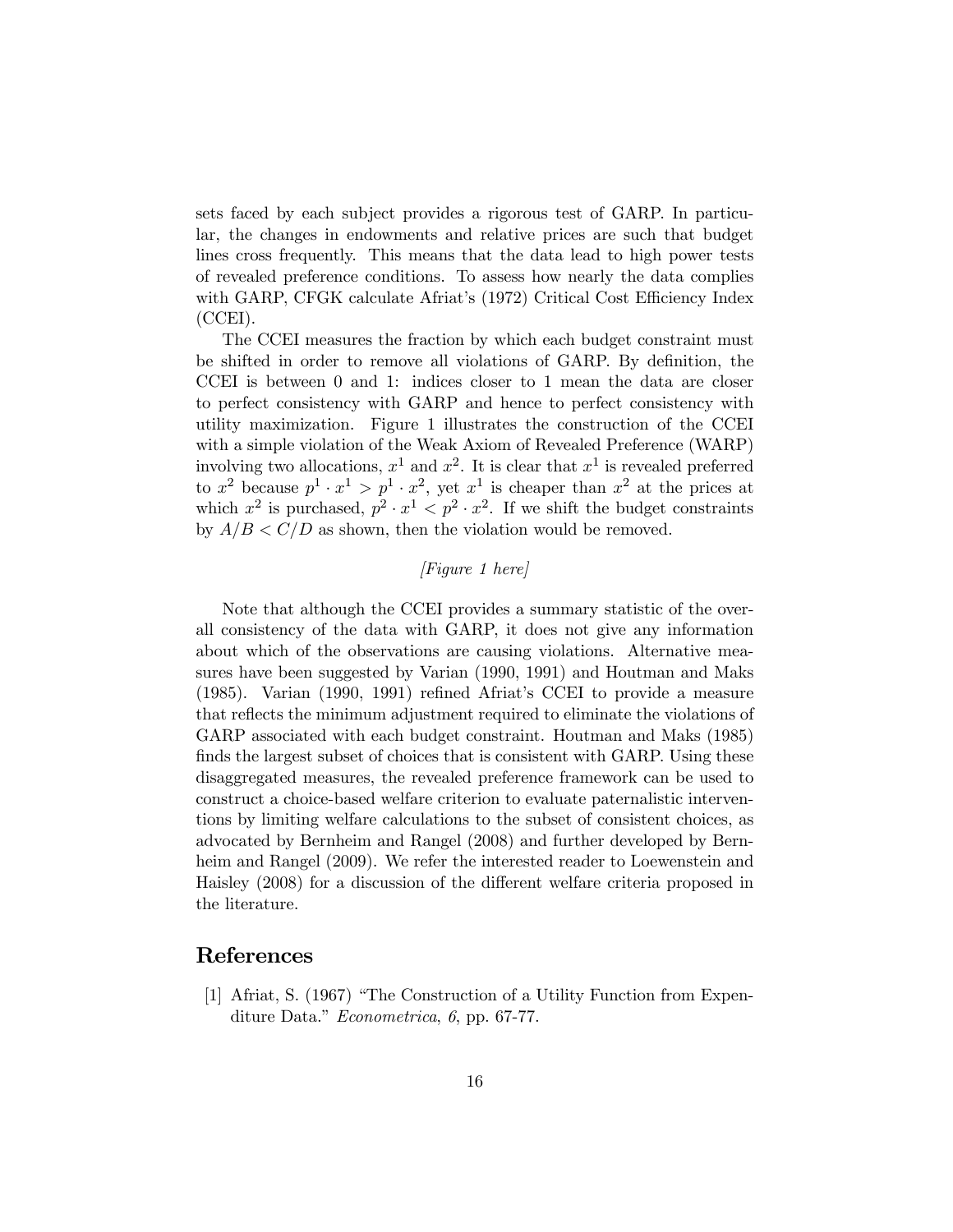sets faced by each subject provides a rigorous test of GARP. In particular, the changes in endowments and relative prices are such that budget lines cross frequently. This means that the data lead to high power tests of revealed preference conditions. To assess how nearly the data complies with GARP, CFGK calculate Afriat's (1972) Critical Cost Efficiency Index (CCEI).

The CCEI measures the fraction by which each budget constraint must be shifted in order to remove all violations of GARP. By definition, the CCEI is between 0 and 1: indices closer to 1 mean the data are closer to perfect consistency with GARP and hence to perfect consistency with utility maximization. Figure 1 illustrates the construction of the CCEI with a simple violation of the Weak Axiom of Revealed Preference (WARP) involving two allocations, $x^1$ and $x^2$. It is clear that $x^1$ is revealed preferred to $x^2$ because $p^1 \cdot x^1 > p^1 \cdot x^2$, yet $x^1$ is cheaper than $x^2$ at the prices at which $x^2$ is purchased, $p^2 \cdot x^1 < p^2 \cdot x^2$. If we shift the budget constraints by $A/B < C/D$ as shown, then the violation would be removed.

*[Figure 1 here]*

Note that although the CCEI provides a summary statistic of the overall consistency of the data with GARP, it does not give any information about which of the observations are causing violations. Alternative measures have been suggested by Varian (1990, 1991) and Houtman and Maks (1985). Varian (1990, 1991) refined Afriat's CCEI to provide a measure that reflects the minimum adjustment required to eliminate the violations of GARP associated with each budget constraint. Houtman and Maks (1985) finds the largest subset of choices that is consistent with GARP. Using these disaggregated measures, the revealed preference framework can be used to construct a choice-based welfare criterion to evaluate paternalistic interventions by limiting welfare calculations to the subset of consistent choices, as advocated by Bernheim and Rangel (2008) and further developed by Bernheim and Rangel (2009). We refer the interested reader to Loewenstein and Haisley (2008) for a discussion of the different welfare criteria proposed in the literature.

## References

[1] Afriat, S. (1967) "The Construction of a Utility Function from Expenditure Data." *Econometrica*, *6*, pp. 67-77.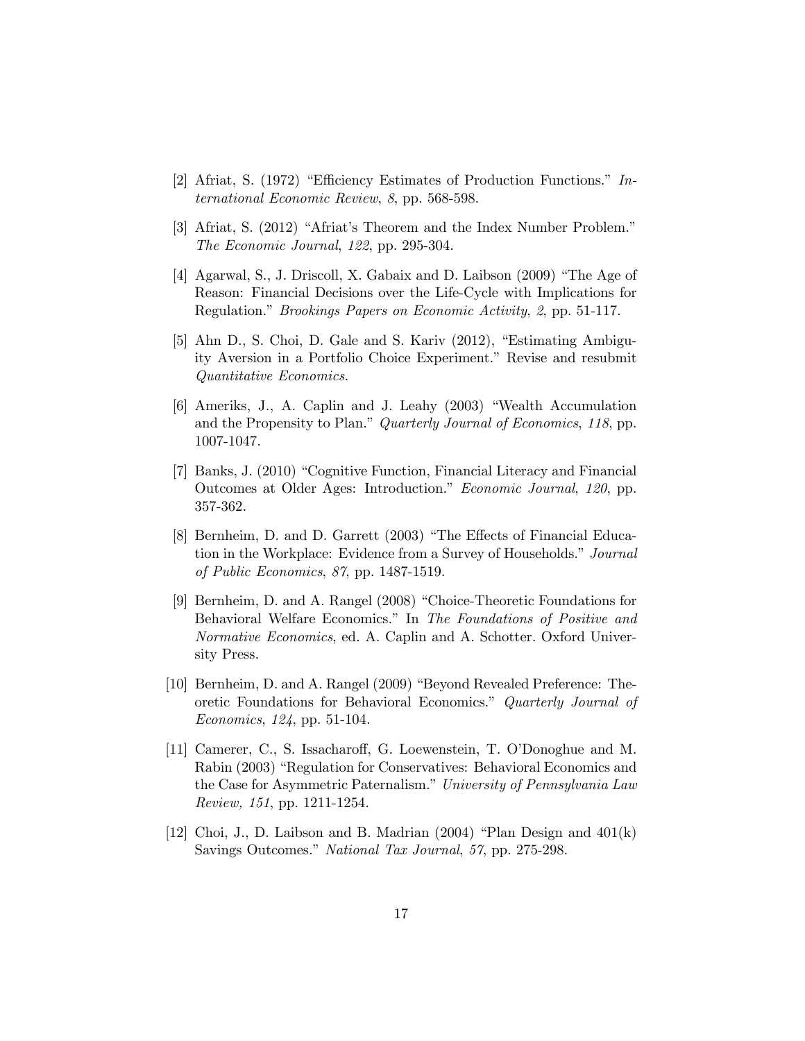[2] Afriat, S. (1972) "Efficiency Estimates of Production Functions." *International Economic Review*, *8*, pp. 568-598.

[3] Afriat, S. (2012) "Afriat's Theorem and the Index Number Problem." *The Economic Journal*, *122*, pp. 295-304.

[4] Agarwal, S., J. Driscoll, X. Gabaix and D. Laibson (2009) "The Age of Reason: Financial Decisions over the Life-Cycle with Implications for Regulation." *Brookings Papers on Economic Activity*, *2*, pp. 51-117.

[5] Ahn D., S. Choi, D. Gale and S. Kariv (2012), "Estimating Ambiguity Aversion in a Portfolio Choice Experiment." Revise and resubmit *Quantitative Economics.*

[6] Ameriks, J., A. Caplin and J. Leahy (2003) "Wealth Accumulation and the Propensity to Plan." *Quarterly Journal of Economics*, *118*, pp. 1007-1047.

[7] Banks, J. (2010) "Cognitive Function, Financial Literacy and Financial Outcomes at Older Ages: Introduction." *Economic Journal*, *120*, pp. 357-362.

[8] Bernheim, D. and D. Garrett (2003) "The Effects of Financial Education in the Workplace: Evidence from a Survey of Households." *Journal of Public Economics*, *87*, pp. 1487-1519.

[9] Bernheim, D. and A. Rangel (2008) "Choice-Theoretic Foundations for Behavioral Welfare Economics." In *The Foundations of Positive and Normative Economics*, ed. A. Caplin and A. Schotter. Oxford University Press.

[10] Bernheim, D. and A. Rangel (2009) "Beyond Revealed Preference: Theoretic Foundations for Behavioral Economics." *Quarterly Journal of Economics*, *124*, pp. 51-104.

[11] Camerer, C., S. Issacharoff, G. Loewenstein, T. O'Donoghue and M. Rabin (2003) "Regulation for Conservatives: Behavioral Economics and the Case for Asymmetric Paternalism." *University of Pennsylvania Law Review, 151*, pp. 1211-1254.

[12] Choi, J., D. Laibson and B. Madrian (2004) "Plan Design and 401(k) Savings Outcomes." *National Tax Journal*, *57*, pp. 275-298.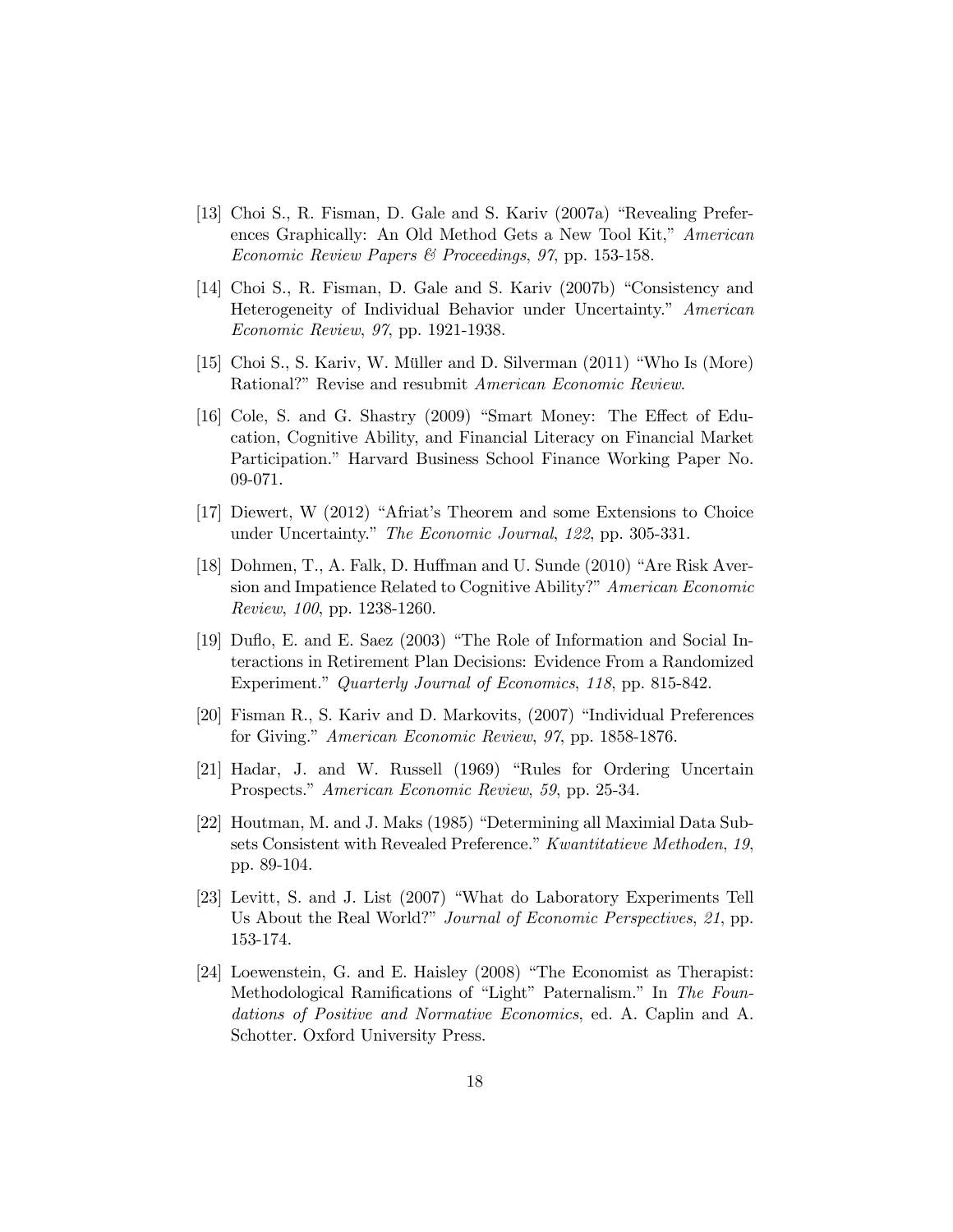[13] Choi S., R. Fisman, D. Gale and S. Kariv (2007a) "Revealing Preferences Graphically: An Old Method Gets a New Tool Kit," *American Economic Review Papers & Proceedings*, *97*, pp. 153-158.

[14] Choi S., R. Fisman, D. Gale and S. Kariv (2007b) "Consistency and Heterogeneity of Individual Behavior under Uncertainty." *American Economic Review*, *97*, pp. 1921-1938.

[15] Choi S., S. Kariv, W. Müller and D. Silverman (2011) "Who Is (More) Rational?" Revise and resubmit *American Economic Review*.

[16] Cole, S. and G. Shastry (2009) "Smart Money: The Effect of Education, Cognitive Ability, and Financial Literacy on Financial Market Participation." Harvard Business School Finance Working Paper No. 09-071.

[17] Diewert, W (2012) "Afriat's Theorem and some Extensions to Choice under Uncertainty." *The Economic Journal*, *122*, pp. 305-331.

[18] Dohmen, T., A. Falk, D. Huffman and U. Sunde (2010) "Are Risk Aversion and Impatience Related to Cognitive Ability?" *American Economic Review*, *100*, pp. 1238-1260.

[19] Duflo, E. and E. Saez (2003) "The Role of Information and Social Interactions in Retirement Plan Decisions: Evidence From a Randomized Experiment." *Quarterly Journal of Economics*, *118*, pp. 815-842.

[20] Fisman R., S. Kariv and D. Markovits, (2007) "Individual Preferences for Giving." *American Economic Review*, *97*, pp. 1858-1876.

[21] Hadar, J. and W. Russell (1969) "Rules for Ordering Uncertain Prospects." *American Economic Review*, *59*, pp. 25-34.

[22] Houtman, M. and J. Maks (1985) "Determining all Maximial Data Subsets Consistent with Revealed Preference." *Kwantitatieve Methoden*, *19*, pp. 89-104.

[23] Levitt, S. and J. List (2007) "What do Laboratory Experiments Tell Us About the Real World?" *Journal of Economic Perspectives*, *21*, pp. 153-174.

[24] Loewenstein, G. and E. Haisley (2008) "The Economist as Therapist: Methodological Ramifications of "Light" Paternalism." In *The Foundations of Positive and Normative Economics*, ed. A. Caplin and A. Schotter. Oxford University Press.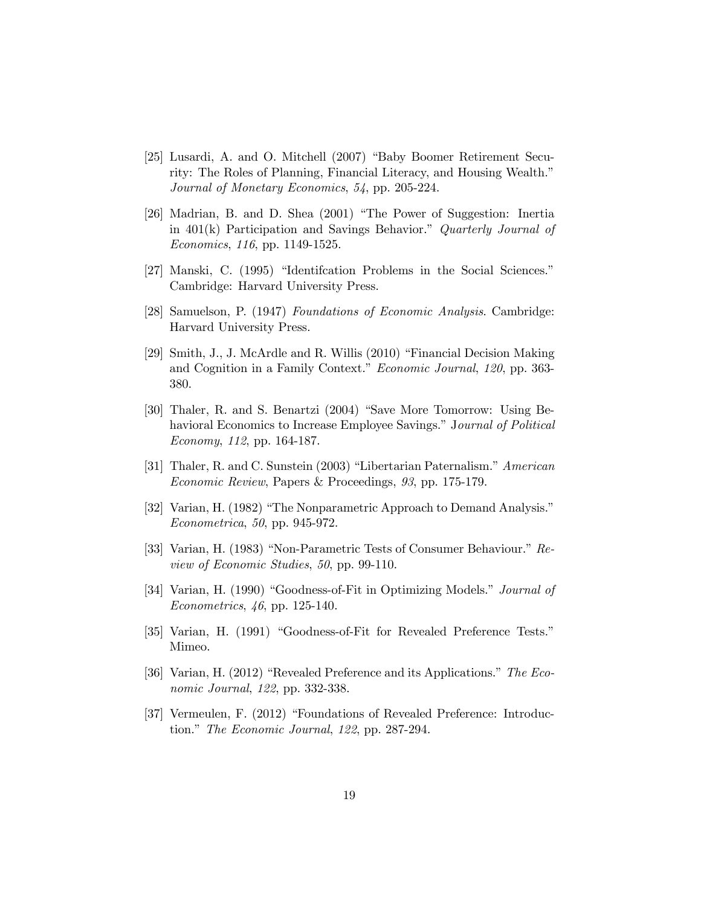[25] Lusardi, A. and O. Mitchell (2007) "Baby Boomer Retirement Security: The Roles of Planning, Financial Literacy, and Housing Wealth." *Journal of Monetary Economics*, *54*, pp. 205-224.

[26] Madrian, B. and D. Shea (2001) "The Power of Suggestion: Inertia in 401(k) Participation and Savings Behavior." *Quarterly Journal of Economics*, *116*, pp. 1149-1525.

[27] Manski, C. (1995) "Identifcation Problems in the Social Sciences." Cambridge: Harvard University Press.

[28] Samuelson, P. (1947) *Foundations of Economic Analysis*. Cambridge: Harvard University Press.

[29] Smith, J., J. McArdle and R. Willis (2010) "Financial Decision Making and Cognition in a Family Context." *Economic Journal*, *120*, pp. 363-380.

[30] Thaler, R. and S. Benartzi (2004) "Save More Tomorrow: Using Behavioral Economics to Increase Employee Savings." J*ournal of Political Economy*, *112*, pp. 164-187.

[31] Thaler, R. and C. Sunstein (2003) "Libertarian Paternalism." *American Economic Review*, Papers & Proceedings, *93*, pp. 175-179.

[32] Varian, H. (1982) "The Nonparametric Approach to Demand Analysis." *Econometrica*, *50*, pp. 945-972.

[33] Varian, H. (1983) "Non-Parametric Tests of Consumer Behaviour." *Review of Economic Studies*, *50*, pp. 99-110.

[34] Varian, H. (1990) "Goodness-of-Fit in Optimizing Models." *Journal of Econometrics*, *46*, pp. 125-140.

[35] Varian, H. (1991) "Goodness-of-Fit for Revealed Preference Tests." Mimeo.

[36] Varian, H. (2012) "Revealed Preference and its Applications." *The Economic Journal*, *122*, pp. 332-338.

[37] Vermeulen, F. (2012) "Foundations of Revealed Preference: Introduction." *The Economic Journal*, *122*, pp. 287-294.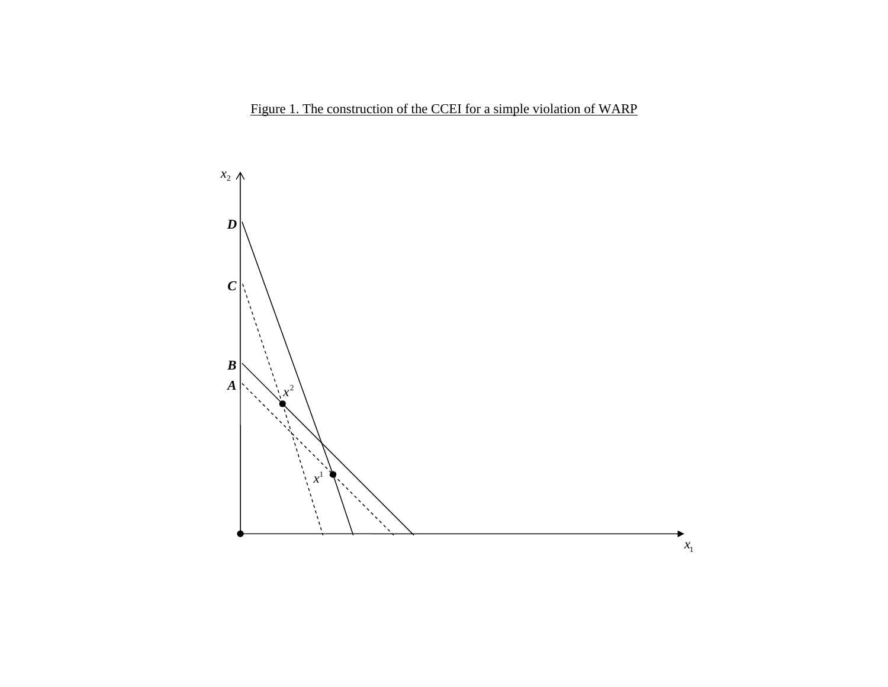Figure 1. The construction of the CCEI for a simple violation of WARP

$x_2$

D

C

B

A

$x^2$

$x^1$

$x_1$